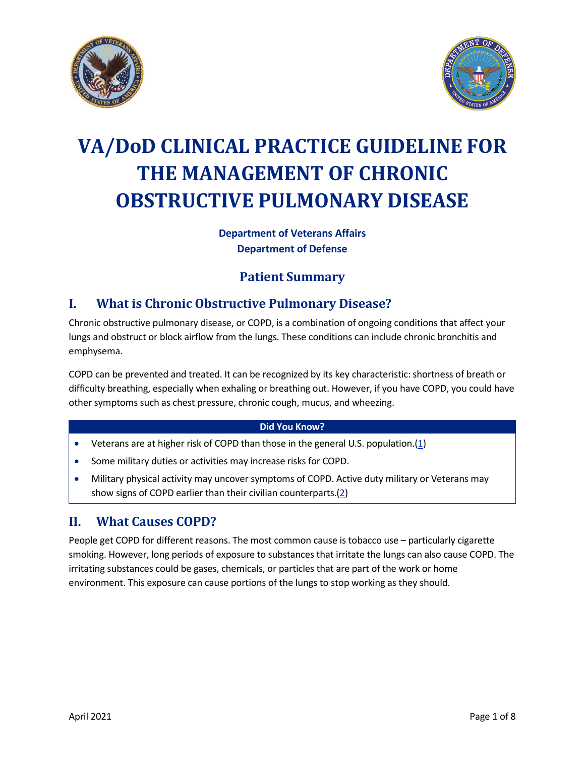# VA/DoD CLINICAL PRACTICE GUIDELINE FOR THE MANAGEMENT OF CHRONIC OBSTRUCTIVE PULMONARY DISEASE

**Department of Veterans Affairs**
**Department of Defense**

## Patient Summary

## I. What is Chronic Obstructive Pulmonary Disease?

Chronic obstructive pulmonary disease, or COPD, is a combination of ongoing conditions that affect your lungs and obstruct or block airflow from the lungs. These conditions can include chronic bronchitis and emphysema.

COPD can be prevented and treated. It can be recognized by its key characteristic: shortness of breath or difficulty breathing, especially when exhaling or breathing out. However, if you have COPD, you could have other symptoms such as chest pressure, chronic cough, mucus, and wheezing.

| Did You Know? |
| --- |
| • Veterans are at higher risk of COPD than those in the general U.S. population.(1) |
| • Some military duties or activities may increase risks for COPD. |
| • Military physical activity may uncover symptoms of COPD. Active duty military or Veterans may show signs of COPD earlier than their civilian counterparts.(2) |

## II. What Causes COPD?

People get COPD for different reasons. The most common cause is tobacco use – particularly cigarette smoking. However, long periods of exposure to substances that irritate the lungs can also cause COPD. The irritating substances could be gases, chemicals, or particles that are part of the work or home environment. This exposure can cause portions of the lungs to stop working as they should.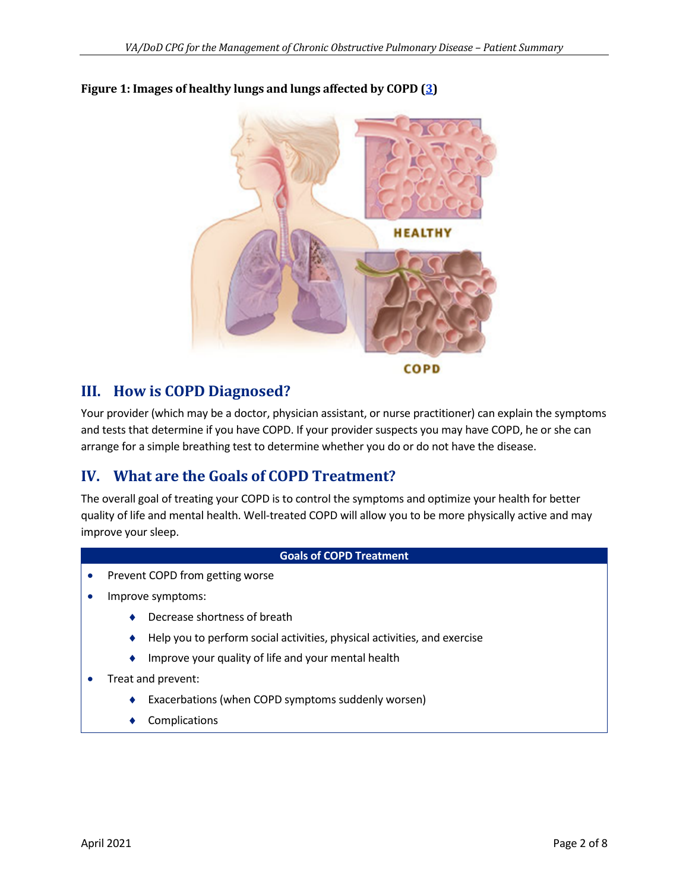**Figure 1: Images of healthy lungs and lungs affected by COPD ([3](#))**

## III. How is COPD Diagnosed?

Your provider (which may be a doctor, physician assistant, or nurse practitioner) can explain the symptoms and tests that determine if you have COPD. If your provider suspects you may have COPD, he or she can arrange for a simple breathing test to determine whether you do or do not have the disease.

## IV. What are the Goals of COPD Treatment?

The overall goal of treating your COPD is to control the symptoms and optimize your health for better quality of life and mental health. Well-treated COPD will allow you to be more physically active and may improve your sleep.

| Goals of COPD Treatment |
|---|
| • Prevent COPD from getting worse<br>• Improve symptoms:<br>  ♦ Decrease shortness of breath<br>  ♦ Help you to perform social activities, physical activities, and exercise<br>  ♦ Improve your quality of life and your mental health<br>• Treat and prevent:<br>  ♦ Exacerbations (when COPD symptoms suddenly worsen)<br>  ♦ Complications |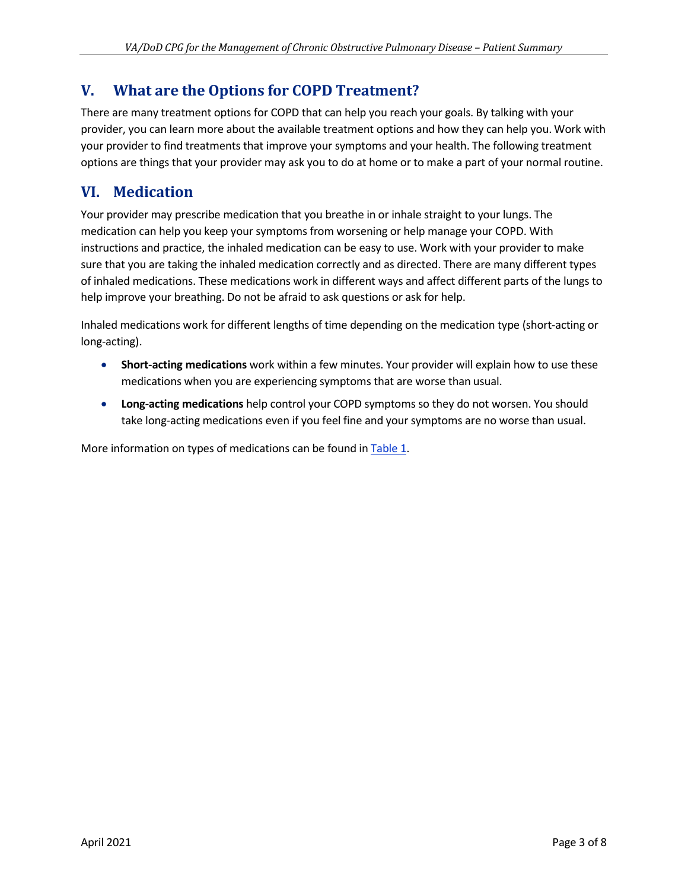## V. What are the Options for COPD Treatment?

There are many treatment options for COPD that can help you reach your goals. By talking with your provider, you can learn more about the available treatment options and how they can help you. Work with your provider to find treatments that improve your symptoms and your health. The following treatment options are things that your provider may ask you to do at home or to make a part of your normal routine.

## VI. Medication

Your provider may prescribe medication that you breathe in or inhale straight to your lungs. The medication can help you keep your symptoms from worsening or help manage your COPD. With instructions and practice, the inhaled medication can be easy to use. Work with your provider to make sure that you are taking the inhaled medication correctly and as directed. There are many different types of inhaled medications. These medications work in different ways and affect different parts of the lungs to help improve your breathing. Do not be afraid to ask questions or ask for help.

Inhaled medications work for different lengths of time depending on the medication type (short-acting or long-acting).

- **Short-acting medications** work within a few minutes. Your provider will explain how to use these medications when you are experiencing symptoms that are worse than usual.
- **Long-acting medications** help control your COPD symptoms so they do not worsen. You should take long-acting medications even if you feel fine and your symptoms are no worse than usual.

More information on types of medications can be found in Table 1.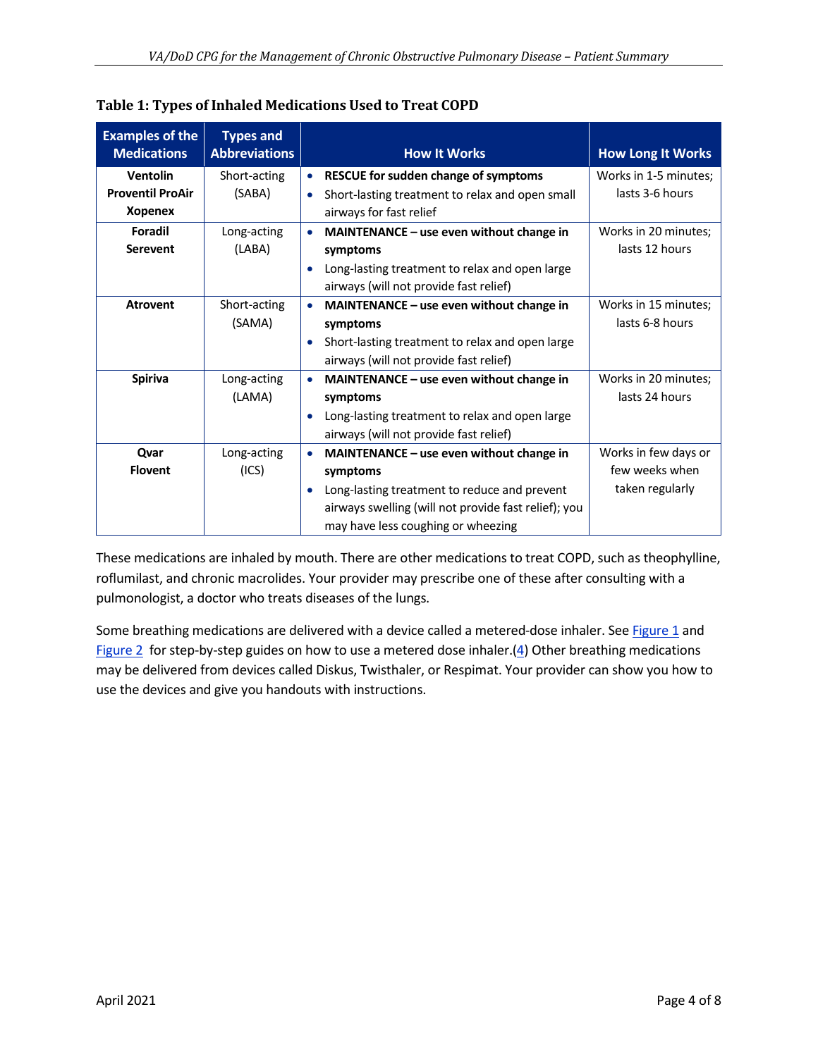**Table 1: Types of Inhaled Medications Used to Treat COPD**

| Examples of the Medications | Types and Abbreviations | How It Works | How Long It Works |
|---|---|---|---|
| **Ventolin**<br>**Proventil ProAir**<br>**Xopenex** | Short-acting (SABA) | • **RESCUE for sudden change of symptoms**<br>• Short-lasting treatment to relax and open small airways for fast relief | Works in 1-5 minutes; lasts 3-6 hours |
| **Foradil**<br>**Serevent** | Long-acting (LABA) | • **MAINTENANCE – use even without change in symptoms**<br>• Long-lasting treatment to relax and open large airways (will not provide fast relief) | Works in 20 minutes; lasts 12 hours |
| **Atrovent** | Short-acting (SAMA) | • **MAINTENANCE – use even without change in symptoms**<br>• Short-lasting treatment to relax and open large airways (will not provide fast relief) | Works in 15 minutes; lasts 6-8 hours |
| **Spiriva** | Long-acting (LAMA) | • **MAINTENANCE – use even without change in symptoms**<br>• Long-lasting treatment to relax and open large airways (will not provide fast relief) | Works in 20 minutes; lasts 24 hours |
| **Qvar**<br>**Flovent** | Long-acting (ICS) | • **MAINTENANCE – use even without change in symptoms**<br>• Long-lasting treatment to reduce and prevent airways swelling (will not provide fast relief); you may have less coughing or wheezing | Works in few days or few weeks when taken regularly |

These medications are inhaled by mouth. There are other medications to treat COPD, such as theophylline, roflumilast, and chronic macrolides. Your provider may prescribe one of these after consulting with a pulmonologist, a doctor who treats diseases of the lungs.

Some breathing medications are delivered with a device called a metered-dose inhaler. See Figure 1 and Figure 2 for step-by-step guides on how to use a metered dose inhaler.(4) Other breathing medications may be delivered from devices called Diskus, Twisthaler, or Respimat. Your provider can show you how to use the devices and give you handouts with instructions.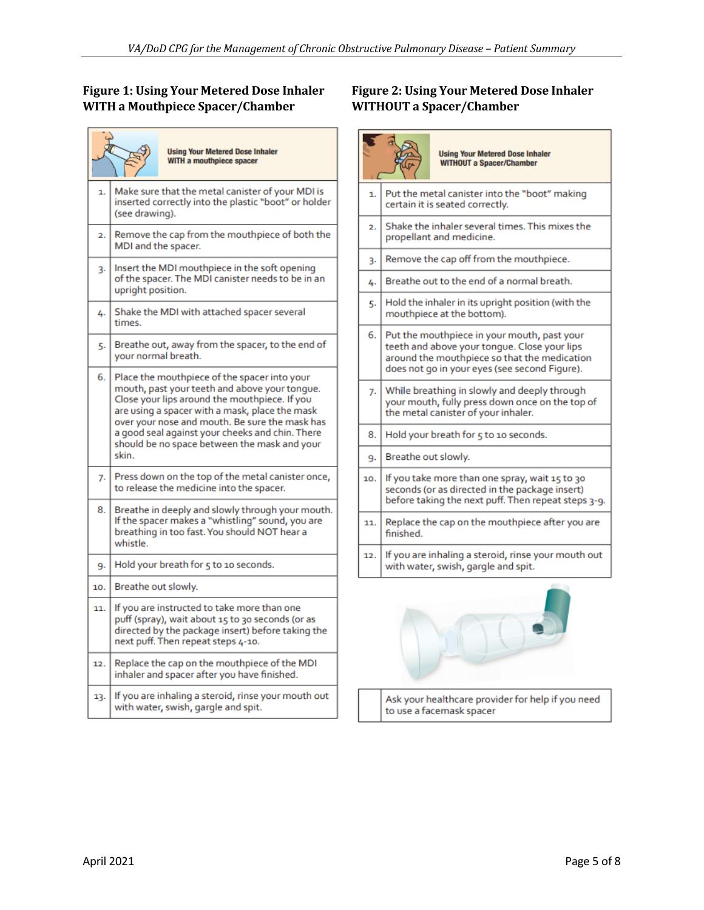### Figure 1: Using Your Metered Dose Inhaler WITH a Mouthpiece Spacer/Chamber

**Using Your Metered Dose Inhaler WITH a mouthpiece spacer**

| | |
|---|---|
| 1. | Make sure that the metal canister of your MDI is inserted correctly into the plastic "boot" or holder (see drawing). |
| 2. | Remove the cap from the mouthpiece of both the MDI and the spacer. |
| 3. | Insert the MDI mouthpiece in the soft opening of the spacer. The MDI canister needs to be in an upright position. |
| 4. | Shake the MDI with attached spacer several times. |
| 5. | Breathe out, away from the spacer, to the end of your normal breath. |
| 6. | Place the mouthpiece of the spacer into your mouth, past your teeth and above your tongue. Close your lips around the mouthpiece. If you are using a spacer with a mask, place the mask over your nose and mouth. Be sure the mask has a good seal against your cheeks and chin. There should be no space between the mask and your skin. |
| 7. | Press down on the top of the metal canister once, to release the medicine into the spacer. |
| 8. | Breathe in deeply and slowly through your mouth. If the spacer makes a "whistling" sound, you are breathing in too fast. You should NOT hear a whistle. |
| 9. | Hold your breath for 5 to 10 seconds. |
| 10. | Breathe out slowly. |
| 11. | If you are instructed to take more than one puff (spray), wait about 15 to 30 seconds (or as directed by the package insert) before taking the next puff. Then repeat steps 4-10. |
| 12. | Replace the cap on the mouthpiece of the MDI inhaler and spacer after you have finished. |
| 13. | If you are inhaling a steroid, rinse your mouth out with water, swish, gargle and spit. |

### Figure 2: Using Your Metered Dose Inhaler WITHOUT a Spacer/Chamber

**Using Your Metered Dose Inhaler WITHOUT a Spacer/Chamber**

| | |
|---|---|
| 1. | Put the metal canister into the "boot" making certain it is seated correctly. |
| 2. | Shake the inhaler several times. This mixes the propellant and medicine. |
| 3. | Remove the cap off from the mouthpiece. |
| 4. | Breathe out to the end of a normal breath. |
| 5. | Hold the inhaler in its upright position (with the mouthpiece at the bottom). |
| 6. | Put the mouthpiece in your mouth, past your teeth and above your tongue. Close your lips around the mouthpiece so that the medication does not go in your eyes (see second Figure). |
| 7. | While breathing in slowly and deeply through your mouth, fully press down once on the top of the metal canister of your inhaler. |
| 8. | Hold your breath for 5 to 10 seconds. |
| 9. | Breathe out slowly. |
| 10. | If you take more than one spray, wait 15 to 30 seconds (or as directed in the package insert) before taking the next puff. Then repeat steps 3-9. |
| 11. | Replace the cap on the mouthpiece after you are finished. |
| 12. | If you are inhaling a steroid, rinse your mouth out with water, swish, gargle and spit. |

| | |
|---|---|
| | Ask your healthcare provider for help if you need to use a facemask spacer |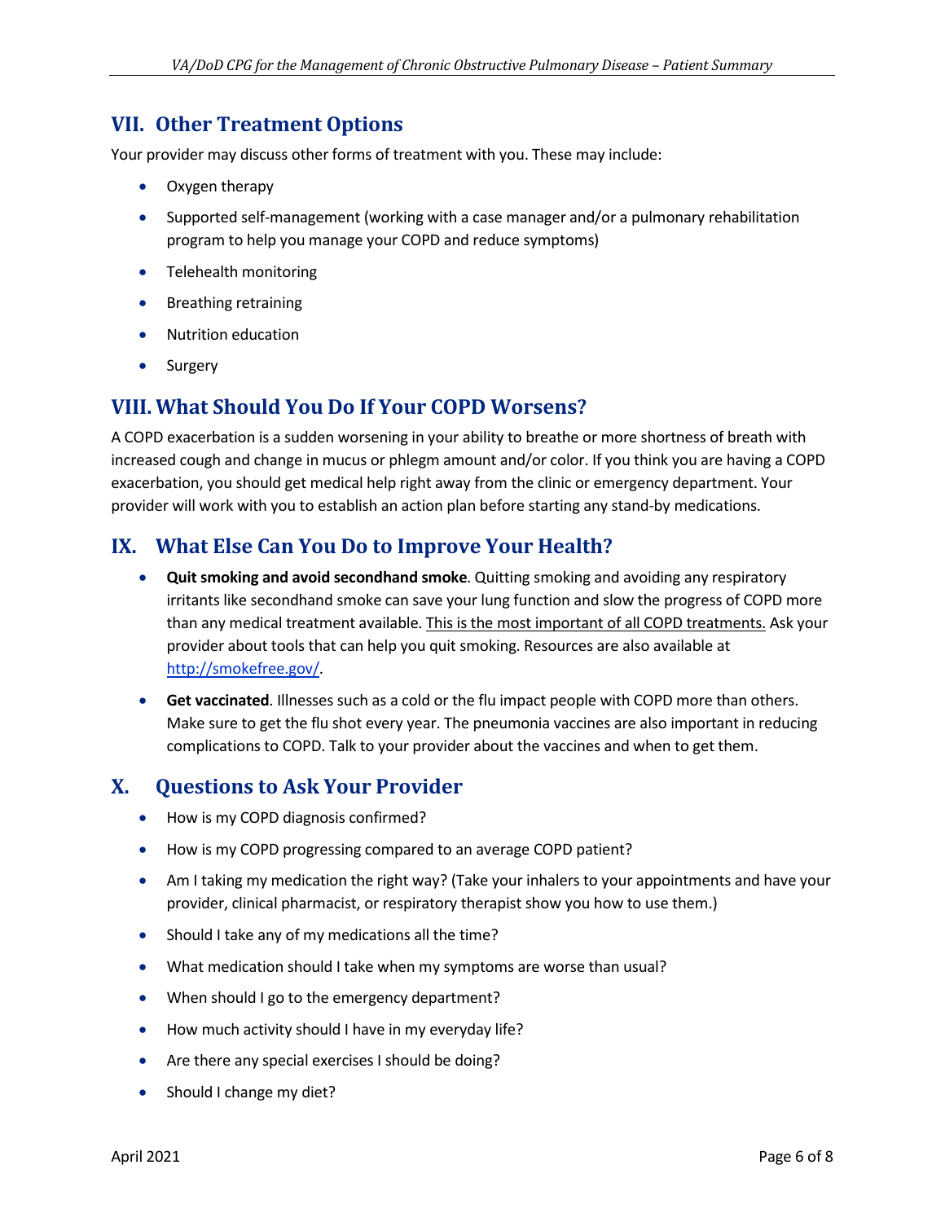## VII. Other Treatment Options

Your provider may discuss other forms of treatment with you. These may include:

- Oxygen therapy
- Supported self-management (working with a case manager and/or a pulmonary rehabilitation program to help you manage your COPD and reduce symptoms)
- Telehealth monitoring
- Breathing retraining
- Nutrition education
- Surgery

## VIII. What Should You Do If Your COPD Worsens?

A COPD exacerbation is a sudden worsening in your ability to breathe or more shortness of breath with increased cough and change in mucus or phlegm amount and/or color. If you think you are having a COPD exacerbation, you should get medical help right away from the clinic or emergency department. Your provider will work with you to establish an action plan before starting any stand-by medications.

## IX. What Else Can You Do to Improve Your Health?

- **Quit smoking and avoid secondhand smoke**. Quitting smoking and avoiding any respiratory irritants like secondhand smoke can save your lung function and slow the progress of COPD more than any medical treatment available. <u>This is the most important of all COPD treatments.</u> Ask your provider about tools that can help you quit smoking. Resources are also available at [http://smokefree.gov/](http://smokefree.gov/).
- **Get vaccinated**. Illnesses such as a cold or the flu impact people with COPD more than others. Make sure to get the flu shot every year. The pneumonia vaccines are also important in reducing complications to COPD. Talk to your provider about the vaccines and when to get them.

## X. Questions to Ask Your Provider

- How is my COPD diagnosis confirmed?
- How is my COPD progressing compared to an average COPD patient?
- Am I taking my medication the right way? (Take your inhalers to your appointments and have your provider, clinical pharmacist, or respiratory therapist show you how to use them.)
- Should I take any of my medications all the time?
- What medication should I take when my symptoms are worse than usual?
- When should I go to the emergency department?
- How much activity should I have in my everyday life?
- Are there any special exercises I should be doing?
- Should I change my diet?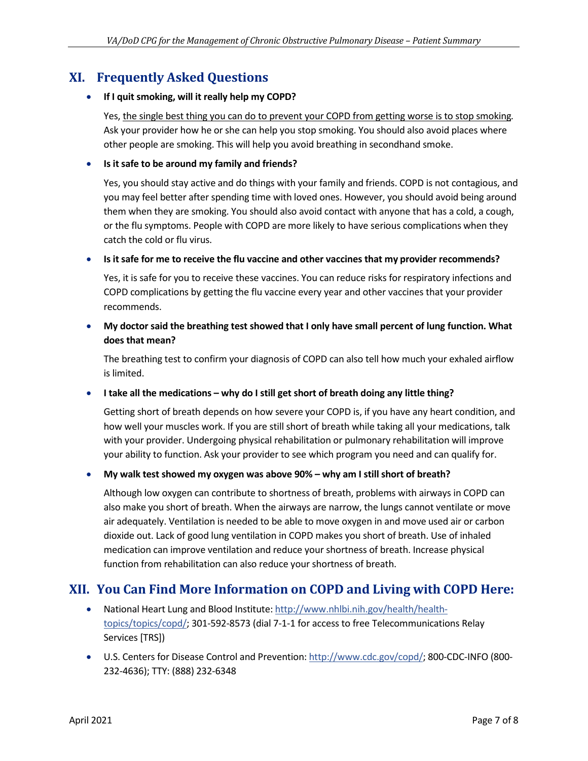## XI. Frequently Asked Questions

- **If I quit smoking, will it really help my COPD?**

  Yes, <u>the single best thing you can do to prevent your COPD from getting worse is to stop smoking</u>. Ask your provider how he or she can help you stop smoking. You should also avoid places where other people are smoking. This will help you avoid breathing in secondhand smoke.

- **Is it safe to be around my family and friends?**

  Yes, you should stay active and do things with your family and friends. COPD is not contagious, and you may feel better after spending time with loved ones. However, you should avoid being around them when they are smoking. You should also avoid contact with anyone that has a cold, a cough, or the flu symptoms. People with COPD are more likely to have serious complications when they catch the cold or flu virus.

- **Is it safe for me to receive the flu vaccine and other vaccines that my provider recommends?**

  Yes, it is safe for you to receive these vaccines. You can reduce risks for respiratory infections and COPD complications by getting the flu vaccine every year and other vaccines that your provider recommends.

- **My doctor said the breathing test showed that I only have small percent of lung function. What does that mean?**

  The breathing test to confirm your diagnosis of COPD can also tell how much your exhaled airflow is limited.

- **I take all the medications – why do I still get short of breath doing any little thing?**

  Getting short of breath depends on how severe your COPD is, if you have any heart condition, and how well your muscles work. If you are still short of breath while taking all your medications, talk with your provider. Undergoing physical rehabilitation or pulmonary rehabilitation will improve your ability to function. Ask your provider to see which program you need and can qualify for.

- **My walk test showed my oxygen was above 90% – why am I still short of breath?**

  Although low oxygen can contribute to shortness of breath, problems with airways in COPD can also make you short of breath. When the airways are narrow, the lungs cannot ventilate or move air adequately. Ventilation is needed to be able to move oxygen in and move used air or carbon dioxide out. Lack of good lung ventilation in COPD makes you short of breath. Use of inhaled medication can improve ventilation and reduce your shortness of breath. Increase physical function from rehabilitation can also reduce your shortness of breath.

## XII. You Can Find More Information on COPD and Living with COPD Here:

- National Heart Lung and Blood Institute: [http://www.nhlbi.nih.gov/health/health-topics/topics/copd/](http://www.nhlbi.nih.gov/health/health-topics/topics/copd/); 301-592-8573 (dial 7-1-1 for access to free Telecommunications Relay Services [TRS])
- U.S. Centers for Disease Control and Prevention: [http://www.cdc.gov/copd/](http://www.cdc.gov/copd/); 800-CDC-INFO (800-232-4636); TTY: (888) 232-6348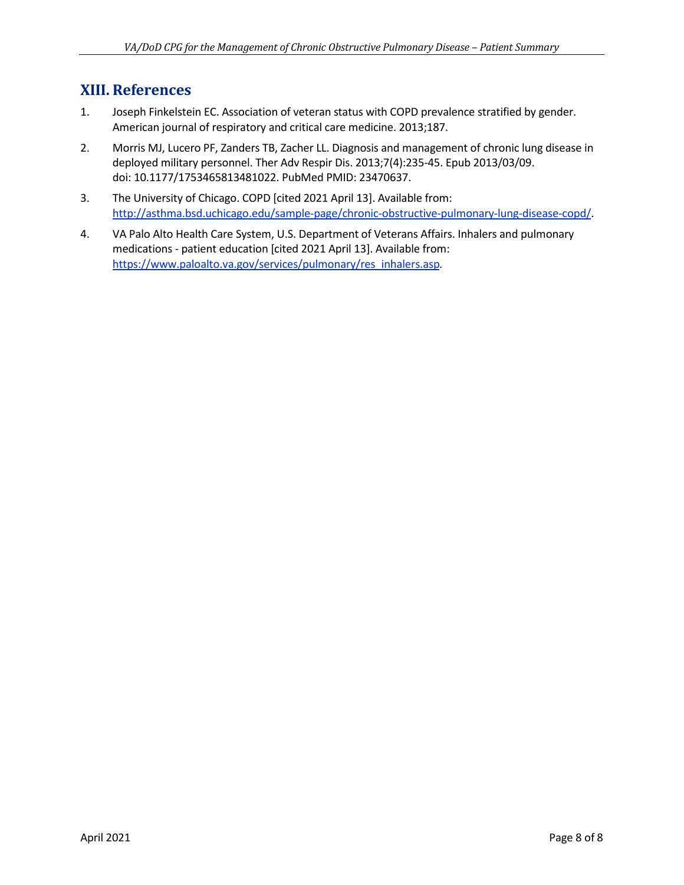## XIII. References

1. Joseph Finkelstein EC. Association of veteran status with COPD prevalence stratified by gender. American journal of respiratory and critical care medicine. 2013;187.
2. Morris MJ, Lucero PF, Zanders TB, Zacher LL. Diagnosis and management of chronic lung disease in deployed military personnel. Ther Adv Respir Dis. 2013;7(4):235-45. Epub 2013/03/09. doi: 10.1177/1753465813481022. PubMed PMID: 23470637.
3. The University of Chicago. COPD [cited 2021 April 13]. Available from: http://asthma.bsd.uchicago.edu/sample-page/chronic-obstructive-pulmonary-lung-disease-copd/.
4. VA Palo Alto Health Care System, U.S. Department of Veterans Affairs. Inhalers and pulmonary medications - patient education [cited 2021 April 13]. Available from: https://www.paloalto.va.gov/services/pulmonary/res_inhalers.asp.